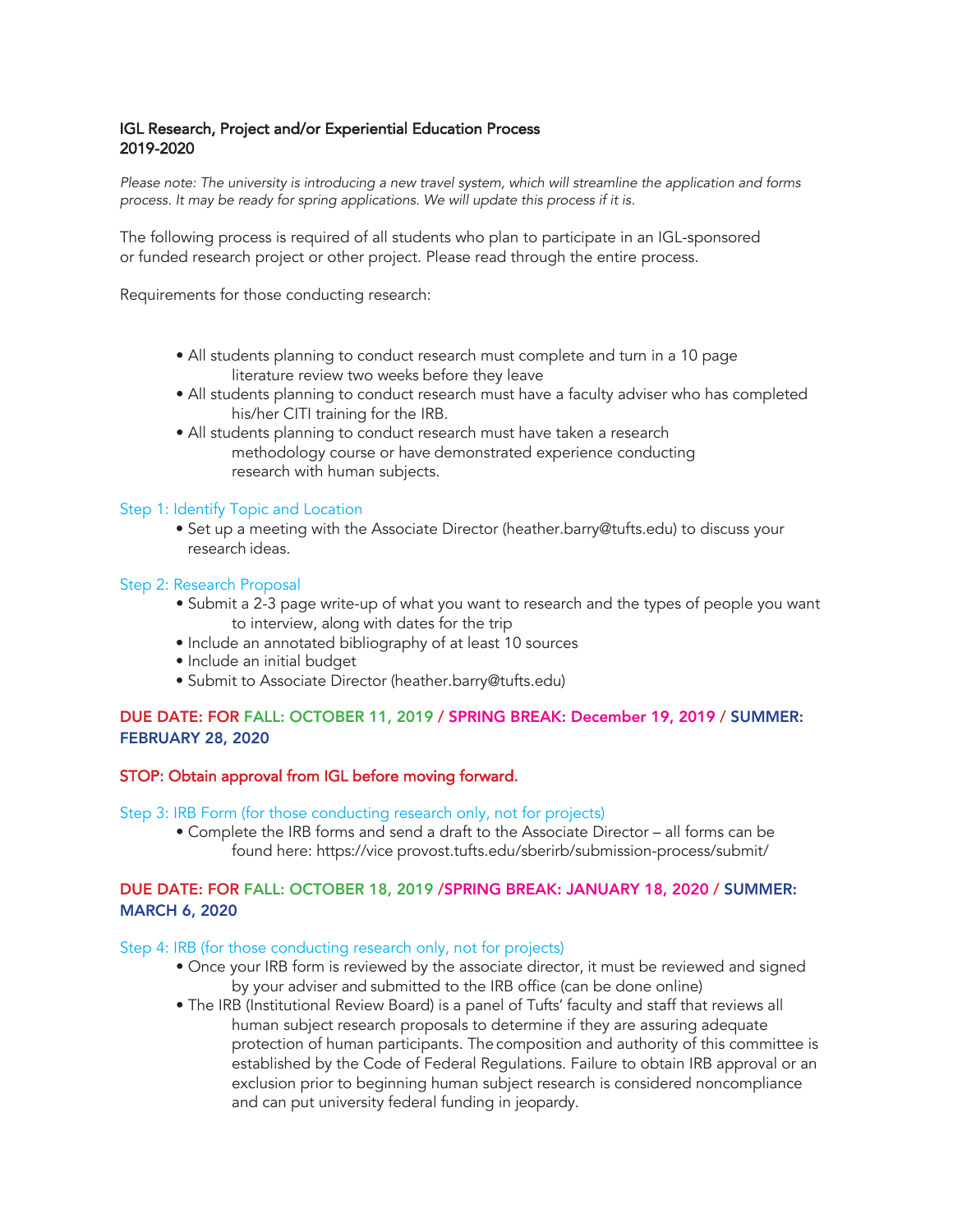## IGL Research, Project and/or Experiential Education Process
## 2019-2020

*Please note: The university is introducing a new travel system, which will streamline the application and forms process. It may be ready for spring applications. We will update this process if it is.*

The following process is required of all students who plan to participate in an IGL-sponsored or funded research project or other project. Please read through the entire process.

Requirements for those conducting research:

- All students planning to conduct research must complete and turn in a 10 page literature review two weeks before they leave
- All students planning to conduct research must have a faculty adviser who has completed his/her CITI training for the IRB.
- All students planning to conduct research must have taken a research methodology course or have demonstrated experience conducting research with human subjects.

### Step 1: Identify Topic and Location

- Set up a meeting with the Associate Director (heather.barry@tufts.edu) to discuss your research ideas.

### Step 2: Research Proposal

- Submit a 2-3 page write-up of what you want to research and the types of people you want to interview, along with dates for the trip
- Include an annotated bibliography of at least 10 sources
- Include an initial budget
- Submit to Associate Director (heather.barry@tufts.edu)

**DUE DATE: FOR FALL: OCTOBER 11, 2019 / SPRING BREAK: December 19, 2019 / SUMMER: FEBRUARY 28, 2020**

**STOP: Obtain approval from IGL before moving forward.**

### Step 3: IRB Form (for those conducting research only, not for projects)

- Complete the IRB forms and send a draft to the Associate Director – all forms can be found here: https://vice provost.tufts.edu/sberirb/submission-process/submit/

**DUE DATE: FOR FALL: OCTOBER 18, 2019 /SPRING BREAK: JANUARY 18, 2020 / SUMMER: MARCH 6, 2020**

### Step 4: IRB (for those conducting research only, not for projects)

- Once your IRB form is reviewed by the associate director, it must be reviewed and signed by your adviser and submitted to the IRB office (can be done online)
- The IRB (Institutional Review Board) is a panel of Tufts' faculty and staff that reviews all human subject research proposals to determine if they are assuring adequate protection of human participants. The composition and authority of this committee is established by the Code of Federal Regulations. Failure to obtain IRB approval or an exclusion prior to beginning human subject research is considered noncompliance and can put university federal funding in jeopardy.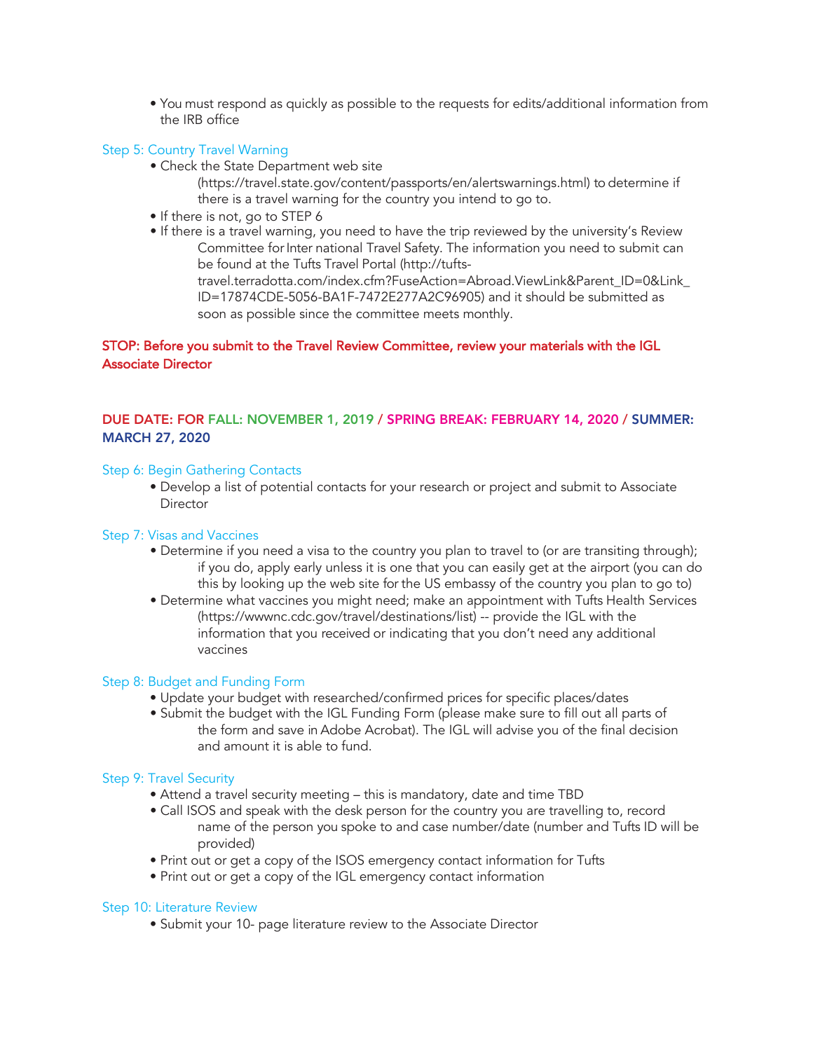- You must respond as quickly as possible to the requests for edits/additional information from the IRB office

### Step 5: Country Travel Warning

- Check the State Department web site (https://travel.state.gov/content/passports/en/alertswarnings.html) to determine if there is a travel warning for the country you intend to go to.
- If there is not, go to STEP 6
- If there is a travel warning, you need to have the trip reviewed by the university's Review Committee for Inter national Travel Safety. The information you need to submit can be found at the Tufts Travel Portal (http://tufts-travel.terradotta.com/index.cfm?FuseAction=Abroad.ViewLink&Parent_ID=0&Link_ID=17874CDE-5056-BA1F-7472E277A2C96905) and it should be submitted as soon as possible since the committee meets monthly.

**STOP: Before you submit to the Travel Review Committee, review your materials with the IGL Associate Director**

**DUE DATE: FOR FALL: NOVEMBER 1, 2019 / SPRING BREAK: FEBRUARY 14, 2020 / SUMMER: MARCH 27, 2020**

### Step 6: Begin Gathering Contacts

- Develop a list of potential contacts for your research or project and submit to Associate Director

### Step 7: Visas and Vaccines

- Determine if you need a visa to the country you plan to travel to (or are transiting through); if you do, apply early unless it is one that you can easily get at the airport (you can do this by looking up the web site for the US embassy of the country you plan to go to)
- Determine what vaccines you might need; make an appointment with Tufts Health Services (https://wwwnc.cdc.gov/travel/destinations/list) -- provide the IGL with the information that you received or indicating that you don't need any additional vaccines

### Step 8: Budget and Funding Form

- Update your budget with researched/confirmed prices for specific places/dates
- Submit the budget with the IGL Funding Form (please make sure to fill out all parts of the form and save in Adobe Acrobat). The IGL will advise you of the final decision and amount it is able to fund.

### Step 9: Travel Security

- Attend a travel security meeting – this is mandatory, date and time TBD
- Call ISOS and speak with the desk person for the country you are travelling to, record name of the person you spoke to and case number/date (number and Tufts ID will be provided)
- Print out or get a copy of the ISOS emergency contact information for Tufts
- Print out or get a copy of the IGL emergency contact information

### Step 10: Literature Review

- Submit your 10- page literature review to the Associate Director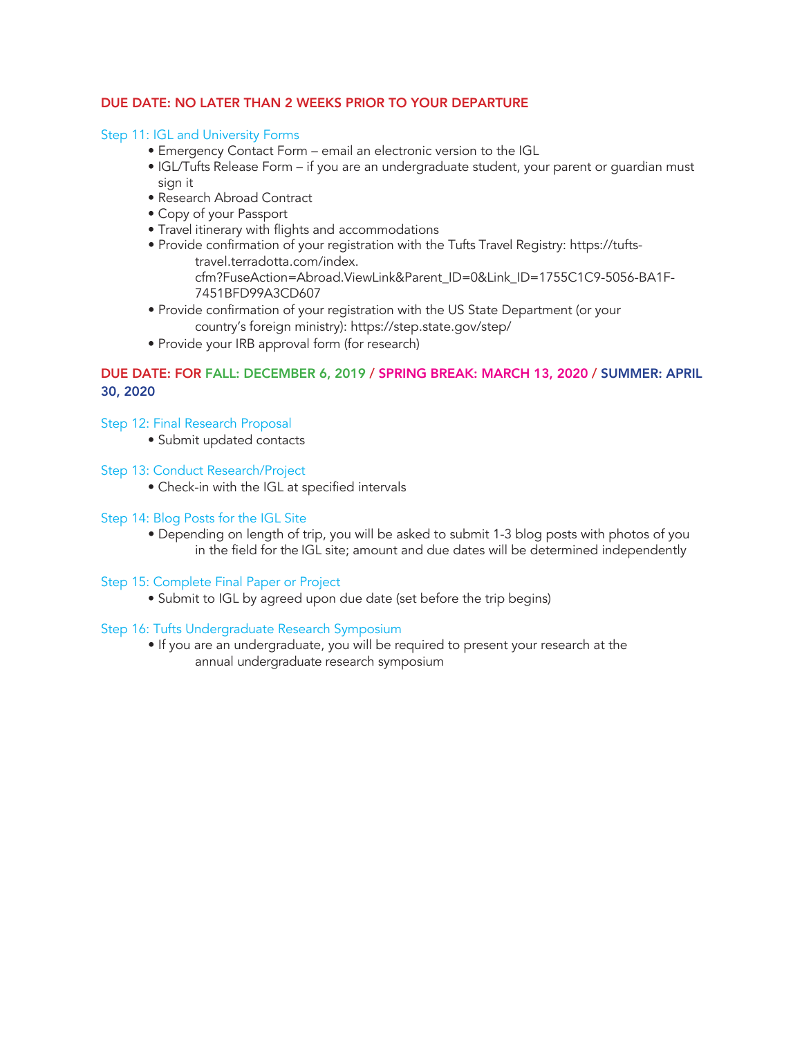**DUE DATE: NO LATER THAN 2 WEEKS PRIOR TO YOUR DEPARTURE**

Step 11: IGL and University Forms

- Emergency Contact Form – email an electronic version to the IGL
- IGL/Tufts Release Form – if you are an undergraduate student, your parent or guardian must sign it
- Research Abroad Contract
- Copy of your Passport
- Travel itinerary with flights and accommodations
- Provide confirmation of your registration with the Tufts Travel Registry: https://tufts-travel.terradotta.com/index.cfm?FuseAction=Abroad.ViewLink&Parent_ID=0&Link_ID=1755C1C9-5056-BA1F-7451BFD99A3CD607
- Provide confirmation of your registration with the US State Department (or your country's foreign ministry): https://step.state.gov/step/
- Provide your IRB approval form (for research)

**DUE DATE: FOR FALL: DECEMBER 6, 2019 / SPRING BREAK: MARCH 13, 2020 / SUMMER: APRIL 30, 2020**

Step 12: Final Research Proposal

- Submit updated contacts

Step 13: Conduct Research/Project

- Check-in with the IGL at specified intervals

Step 14: Blog Posts for the IGL Site

- Depending on length of trip, you will be asked to submit 1-3 blog posts with photos of you in the field for the IGL site; amount and due dates will be determined independently

Step 15: Complete Final Paper or Project

- Submit to IGL by agreed upon due date (set before the trip begins)

Step 16: Tufts Undergraduate Research Symposium

- If you are an undergraduate, you will be required to present your research at the annual undergraduate research symposium